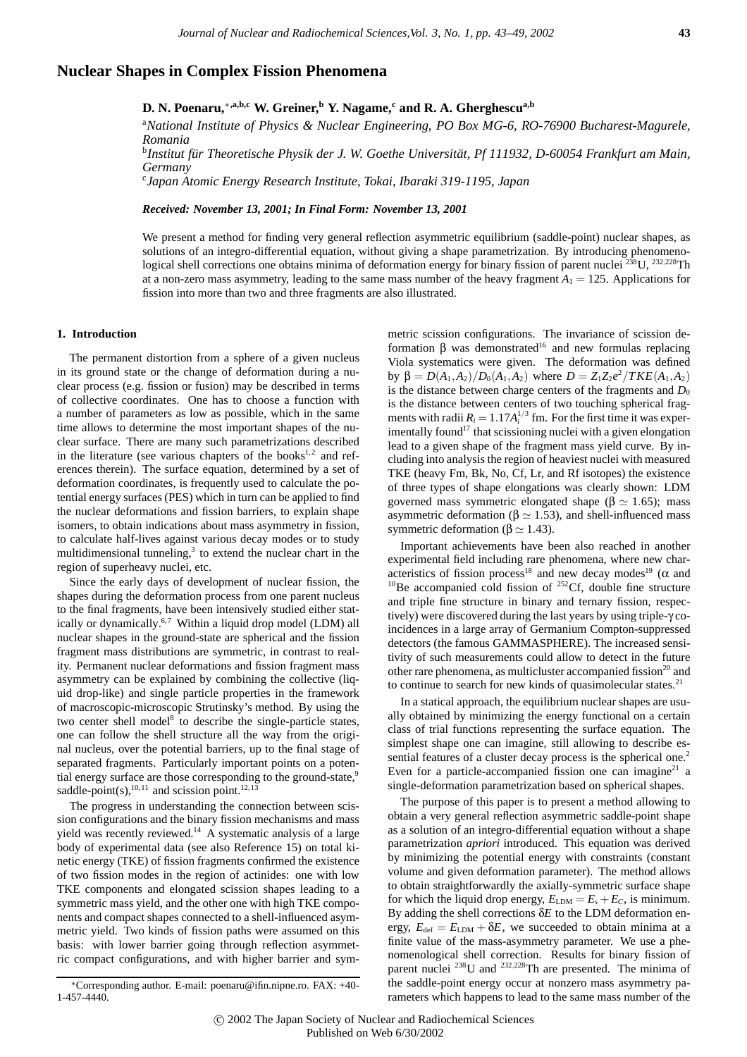# Nuclear Shapes in Complex Fission Phenomena

**D. N. Poenaru,** [*,a,b,c] **W. Greiner,** [b] **Y. Nagame,** [c] **and R. A. Gherghescu** [a,b]

[a] *National Institute of Physics & Nuclear Engineering, PO Box MG-6, RO-76900 Bucharest-Magurele, Romania*

[b] *Institut für Theoretische Physik der J. W. Goethe Universität, Pf 111932, D-60054 Frankfurt am Main, Germany*

[c] *Japan Atomic Energy Research Institute, Tokai, Ibaraki 319-1195, Japan*

***Received: November 13, 2001; In Final Form: November 13, 2001***

We present a method for finding very general reflection asymmetric equilibrium (saddle-point) nuclear shapes, as solutions of an integro-differential equation, without giving a shape parametrization. By introducing phenomenological shell corrections one obtains minima of deformation energy for binary fission of parent nuclei $^{238}$U, $^{232,228}$Th at a non-zero mass asymmetry, leading to the same mass number of the heavy fragment $A_1 = 125$. Applications for fission into more than two and three fragments are also illustrated.

## 1. Introduction

The permanent distortion from a sphere of a given nucleus in its ground state or the change of deformation during a nuclear process (e.g. fission or fusion) may be described in terms of collective coordinates. One has to choose a function with a number of parameters as low as possible, which in the same time allows to determine the most important shapes of the nuclear surface. There are many such parametrizations described in the literature (see various chapters of the books[1,2] and references therein). The surface equation, determined by a set of deformation coordinates, is frequently used to calculate the potential energy surfaces (PES) which in turn can be applied to find the nuclear deformations and fission barriers, to explain shape isomers, to obtain indications about mass asymmetry in fission, to calculate half-lives against various decay modes or to study multidimensional tunneling,[3] to extend the nuclear chart in the region of superheavy nuclei, etc.

Since the early days of development of nuclear fission, the shapes during the deformation process from one parent nucleus to the final fragments, have been intensively studied either statically or dynamically.[6,7] Within a liquid drop model (LDM) all nuclear shapes in the ground-state are spherical and the fission fragment mass distributions are symmetric, in contrast to reality. Permanent nuclear deformations and fission fragment mass asymmetry can be explained by combining the collective (liquid drop-like) and single particle properties in the framework of macroscopic-microscopic Strutinsky's method. By using the two center shell model[8] to describe the single-particle states, one can follow the shell structure all the way from the original nucleus, over the potential barriers, up to the final stage of separated fragments. Particularly important points on a potential energy surface are those corresponding to the ground-state,[9] saddle-point(s),[10,11] and scission point.[12,13]

The progress in understanding the connection between scission configurations and the binary fission mechanisms and mass yield was recently reviewed.[14] A systematic analysis of a large body of experimental data (see also Reference 15) on total kinetic energy (TKE) of fission fragments confirmed the existence of two fission modes in the region of actinides: one with low TKE components and elongated scission shapes leading to a symmetric mass yield, and the other one with high TKE components and compact shapes connected to a shell-influenced asymmetric yield. Two kinds of fission paths were assumed on this basis: with lower barrier going through reflection asymmetric compact configurations, and with higher barrier and symmetric scission configurations. The invariance of scission deformation β was demonstrated[16] and new formulas replacing Viola systematics were given. The deformation was defined by $\beta = D(A_1,A_2)/D_0(A_1,A_2)$ where $D = Z_1Z_2e^2/TKE(A_1,A_2)$ is the distance between charge centers of the fragments and $D_0$ is the distance between centers of two touching spherical fragments with radii $R_i = 1.17A_i^{1/3}$ fm. For the first time it was experimentally found[17] that scissioning nuclei with a given elongation lead to a given shape of the fragment mass yield curve. By including into analysis the region of heaviest nuclei with measured TKE (heavy Fm, Bk, No, Cf, Lr, and Rf isotopes) the existence of three types of shape elongations was clearly shown: LDM governed mass symmetric elongated shape ($\beta \simeq 1.65$); mass asymmetric deformation ($\beta \simeq 1.53$), and shell-influenced mass symmetric deformation ($\beta \simeq 1.43$).

Important achievements have been also reached in another experimental field including rare phenomena, where new characteristics of fission process[18] and new decay modes[19] (α and $^{10}$Be accompanied cold fission of $^{252}$Cf, double fine structure and triple fine structure in binary and ternary fission, respectively) were discovered during the last years by using triple-γ coincidences in a large array of Germanium Compton-suppressed detectors (the famous GAMMASPHERE). The increased sensitivity of such measurements could allow to detect in the future other rare phenomena, as multicluster accompanied fission[20] and to continue to search for new kinds of quasimolecular states.[21]

In a statical approach, the equilibrium nuclear shapes are usually obtained by minimizing the energy functional on a certain class of trial functions representing the surface equation. The simplest shape one can imagine, still allowing to describe essential features of a cluster decay process is the spherical one.[2] Even for a particle-accompanied fission one can imagine[21] a single-deformation parametrization based on spherical shapes.

The purpose of this paper is to present a method allowing to obtain a very general reflection asymmetric saddle-point shape as a solution of an integro-differential equation without a shape parametrization *apriori* introduced. This equation was derived by minimizing the potential energy with constraints (constant volume and given deformation parameter). The method allows to obtain straightforwardly the axially-symmetric surface shape for which the liquid drop energy, $E_{LDM} = E_s + E_C$, is minimum. By adding the shell corrections $\delta E$ to the LDM deformation energy, $E_{def} = E_{LDM} + \delta E$, we succeeded to obtain minima at a finite value of the mass-asymmetry parameter. We use a phenomenological shell correction. Results for binary fission of parent nuclei $^{238}$U and $^{232,228}$Th are presented. The minima of the saddle-point energy occur at nonzero mass asymmetry parameters which happens to lead to the same mass number of the

*Corresponding author. E-mail: poenaru@ifin.nipne.ro. FAX: +40-1-457-4440.

© 2002 The Japan Society of Nuclear and Radiochemical Sciences
Published on Web 6/30/2002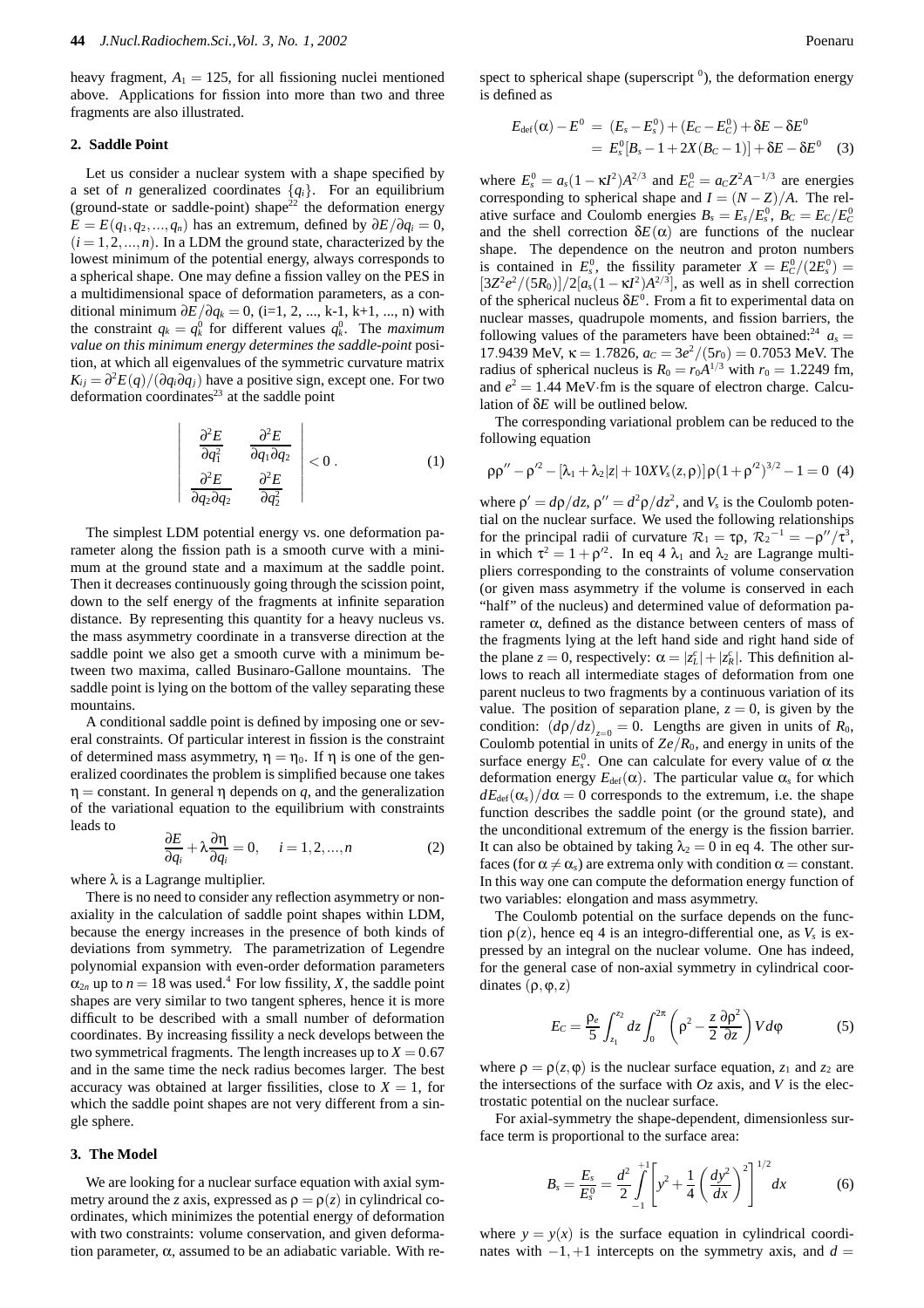heavy fragment, $A_1 = 125$, for all fissioning nuclei mentioned above. Applications for fission into more than two and three fragments are also illustrated.

## 2. Saddle Point

Let us consider a nuclear system with a shape specified by a set of $n$ generalized coordinates $\{q_i\}$. For an equilibrium (ground-state or saddle-point) shape[22] the deformation energy $E = E(q_1, q_2, ..., q_n)$ has an extremum, defined by $\partial E/\partial q_i = 0$, $(i = 1, 2, ..., n)$. In a LDM the ground state, characterized by the lowest minimum of the potential energy, always corresponds to a spherical shape. One may define a fission valley on the PES in a multidimensional space of deformation parameters, as a conditional minimum $\partial E/\partial q_k = 0$, (i=1, 2, ..., k-1, k+1, ..., n) with the constraint $q_k = q_k^0$ for different values $q_k^0$. The *maximum value on this minimum energy determines the saddle-point* position, at which all eigenvalues of the symmetric curvature matrix $K_{ij} = \partial^2 E(q)/(\partial q_i \partial q_j)$ have a positive sign, except one. For two deformation coordinates[23] at the saddle point

$$\begin{vmatrix} \dfrac{\partial^2 E}{\partial q_1^2} & \dfrac{\partial^2 E}{\partial q_1 \partial q_2} \\ \dfrac{\partial^2 E}{\partial q_2 \partial q_2} & \dfrac{\partial^2 E}{\partial q_2^2} \end{vmatrix} < 0 \,. \tag{1}$$

The simplest LDM potential energy vs. one deformation parameter along the fission path is a smooth curve with a minimum at the ground state and a maximum at the saddle point. Then it decreases continuously going through the scission point, down to the self energy of the fragments at infinite separation distance. By representing this quantity for a heavy nucleus vs. the mass asymmetry coordinate in a transverse direction at the saddle point we also get a smooth curve with a minimum between two maxima, called Businaro-Gallone mountains. The saddle point is lying on the bottom of the valley separating these mountains.

A conditional saddle point is defined by imposing one or several constraints. Of particular interest in fission is the constraint of determined mass asymmetry, $\eta = \eta_0$. If $\eta$ is one of the generalized coordinates the problem is simplified because one takes $\eta =$ constant. In general $\eta$ depends on $q$, and the generalization of the variational equation to the equilibrium with constraints leads to

$$\frac{\partial E}{\partial q_i} + \lambda \frac{\partial \eta}{\partial q_i} = 0, \quad i = 1, 2, ..., n \tag{2}$$

where $\lambda$ is a Lagrange multiplier.

There is no need to consider any reflection asymmetry or nonaxiality in the calculation of saddle point shapes within LDM, because the energy increases in the presence of both kinds of deviations from symmetry. The parametrization of Legendre polynomial expansion with even-order deformation parameters $\alpha_{2n}$ up to $n = 18$ was used.[4] For low fissility, $X$, the saddle point shapes are very similar to two tangent spheres, hence it is more difficult to be described with a small number of deformation coordinates. By increasing fissility a neck develops between the two symmetrical fragments. The length increases up to $X = 0.67$ and in the same time the neck radius becomes larger. The best accuracy was obtained at larger fissilities, close to $X = 1$, for which the saddle point shapes are not very different from a single sphere.

## 3. The Model

We are looking for a nuclear surface equation with axial symmetry around the $z$ axis, expressed as $\rho = \rho(z)$ in cylindrical coordinates, which minimizes the potential energy of deformation with two constraints: volume conservation, and given deformation parameter, $\alpha$, assumed to be an adiabatic variable. With respect to spherical shape (superscript $^0$), the deformation energy is defined as

$$\begin{aligned} E_{\text{def}}(\alpha) - E^0 &= (E_s - E_s^0) + (E_C - E_C^0) + \delta E - \delta E^0 \\ &= E_s^0[B_s - 1 + 2X(B_C - 1)] + \delta E - \delta E^0 \end{aligned} \tag{3}$$

where $E_s^0 = a_s(1 - \kappa I^2)A^{2/3}$ and $E_C^0 = a_C Z^2 A^{-1/3}$ are energies corresponding to spherical shape and $I = (N - Z)/A$. The relative surface and Coulomb energies $B_s = E_s/E_s^0$, $B_C = E_C/E_C^0$ and the shell correction $\delta E(\alpha)$ are functions of the nuclear shape. The dependence on the neutron and proton numbers is contained in $E_s^0$, the fissility parameter $X = E_C^0/(2E_s^0) = [3Z^2e^2/(5R_0)]/2[a_s(1 - \kappa I^2)A^{2/3}]$, as well as in shell correction of the spherical nucleus $\delta E^0$. From a fit to experimental data on nuclear masses, quadrupole moments, and fission barriers, the following values of the parameters have been obtained:[24] $a_s = 17.9439$ MeV, $\kappa = 1.7826$, $a_C = 3e^2/(5r_0) = 0.7053$ MeV. The radius of spherical nucleus is $R_0 = r_0 A^{1/3}$ with $r_0 = 1.2249$ fm, and $e^2 = 1.44$ MeV·fm is the square of electron charge. Calculation of $\delta E$ will be outlined below.

The corresponding variational problem can be reduced to the following equation

$$\rho\rho'' - \rho'^2 - [\lambda_1 + \lambda_2|z| + 10XV_s(z, \rho)]\rho(1 + \rho'^2)^{3/2} - 1 = 0 \tag{4}$$

where $\rho' = d\rho/dz$, $\rho'' = d^2\rho/dz^2$, and $V_s$ is the Coulomb potential on the nuclear surface. We used the following relationships for the principal radii of curvature $\mathcal{R}_1 = \tau\rho$, $\mathcal{R}_2^{-1} = -\rho''/\tau^3$, in which $\tau^2 = 1 + \rho'^2$. In eq 4 $\lambda_1$ and $\lambda_2$ are Lagrange multipliers corresponding to the constraints of volume conservation (or given mass asymmetry if the volume is conserved in each "half" of the nucleus) and determined value of deformation parameter $\alpha$, defined as the distance between centers of mass of the fragments lying at the left hand side and right hand side of the plane $z = 0$, respectively: $\alpha = |z_L^c| + |z_R^c|$. This definition allows to reach all intermediate stages of deformation from one parent nucleus to two fragments by a continuous variation of its value. The position of separation plane, $z = 0$, is given by the condition: $(d\rho/dz)_{z=0} = 0$. Lengths are given in units of $R_0$, Coulomb potential in units of $Ze/R_0$, and energy in units of the surface energy $E_s^0$. One can calculate for every value of $\alpha$ the deformation energy $E_{\text{def}}(\alpha)$. The particular value $\alpha_s$ for which $dE_{\text{def}}(\alpha_s)/d\alpha = 0$ corresponds to the extremum, i.e. the shape function describes the saddle point (or the ground state), and the unconditional extremum of the energy is the fission barrier. It can also be obtained by taking $\lambda_2 = 0$ in eq 4. The other surfaces (for $\alpha \neq \alpha_s$) are extrema only with condition $\alpha =$ constant. In this way one can compute the deformation energy function of two variables: elongation and mass asymmetry.

The Coulomb potential on the surface depends on the function $\rho(z)$, hence eq 4 is an integro-differential one, as $V_s$ is expressed by an integral on the nuclear volume. One has indeed, for the general case of non-axial symmetry in cylindrical coordinates $(\rho, \varphi, z)$

$$E_C = \frac{\rho_e}{5}\int_{z_1}^{z_2} dz \int_0^{2\pi} \left(\rho^2 - \frac{z}{2}\frac{\partial \rho^2}{\partial z}\right) V d\varphi \tag{5}$$

where $\rho = \rho(z, \varphi)$ is the nuclear surface equation, $z_1$ and $z_2$ are the intersections of the surface with $Oz$ axis, and $V$ is the electrostatic potential on the nuclear surface.

For axial-symmetry the shape-dependent, dimensionless surface term is proportional to the surface area:

$$B_s = \frac{E_s}{E_s^0} = \frac{d^2}{2}\int_{-1}^{+1}\left[y^2 + \frac{1}{4}\left(\frac{dy^2}{dx}\right)^2\right]^{1/2} dx \tag{6}$$

where $y = y(x)$ is the surface equation in cylindrical coordinates with $-1, +1$ intercepts on the symmetry axis, and $d =$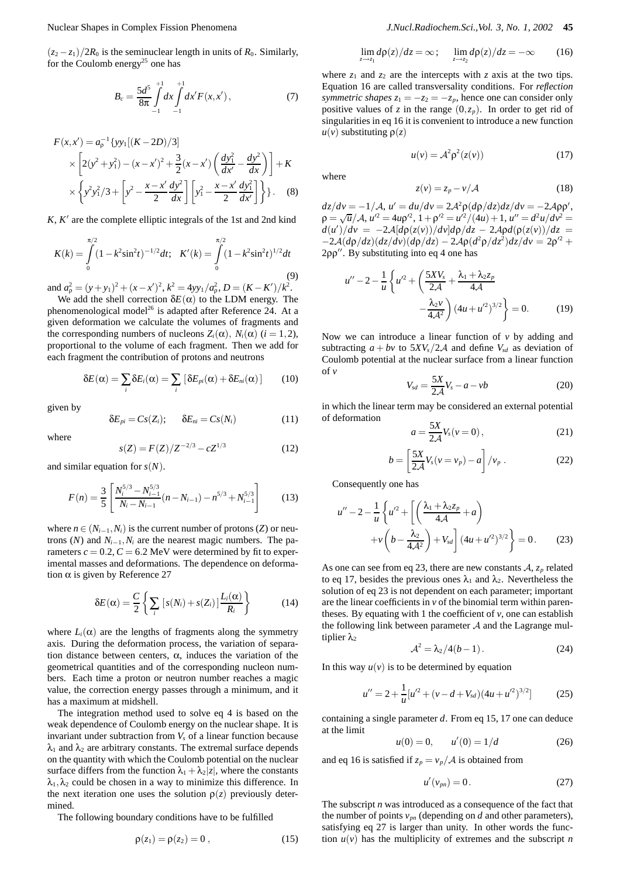$(z_2 - z_1)/2R_0$ is the seminuclear length in units of $R_0$. Similarly, for the Coulomb energy[25] one has

$$B_c = \frac{5d^5}{8\pi} \int_{-1}^{+1} dx \int_{-1}^{+1} dx' F(x, x'), \tag{7}$$

$$\begin{aligned} F(x,x') = a_\rho^{-1} \{ y y_1 [(K - 2D)/3] \\ \times \left[ 2(y^2 + y_1^2) - (x - x')^2 + \frac{3}{2}(x - x') \left( \frac{dy_1^2}{dx'} - \frac{dy^2}{dx} \right) \right] + K \\ \times \left\{ y^2 y_1^2 /3 + \left[ y^2 - \frac{x - x'}{2} \frac{dy^2}{dx} \right] \left[ y_1^2 - \frac{x - x'}{2} \frac{dy_1^2}{dx'} \right] \right\} \}. \end{aligned} \tag{8}$$

$K, K'$ are the complete elliptic integrals of the 1st and 2nd kind

$$K(k) = \int_0^{\pi/2} (1 - k^2 \sin^2 t)^{-1/2} dt; \quad K'(k) = \int_0^{\pi/2} (1 - k^2 \sin^2 t)^{1/2} dt \tag{9}$$

and $a_\rho^2 = (y + y_1)^2 + (x - x')^2$, $k^2 = 4 y y_1 / a_\rho^2$, $D = (K - K')/k^2$.

We add the shell correction $\delta E(\alpha)$ to the LDM energy. The phenomenological model[26] is adapted after Reference 24. At a given deformation we calculate the volumes of fragments and the corresponding numbers of nucleons $Z_i(\alpha)$, $N_i(\alpha)$ $(i = 1, 2)$, proportional to the volume of each fragment. Then we add for each fragment the contribution of protons and neutrons

$$\delta E(\alpha) = \sum_i \delta E_i(\alpha) = \sum_i \left[ \delta E_{pi}(\alpha) + \delta E_{ni}(\alpha) \right] \tag{10}$$

given by

$$\delta E_{pi} = Cs(Z_i); \qquad \delta E_{ni} = Cs(N_i) \tag{11}$$

where

$$s(Z) = F(Z)/Z^{-2/3} - cZ^{1/3} \tag{12}$$

and similar equation for $s(N)$.

$$F(n) = \frac{3}{5} \left[ \frac{N_i^{5/3} - N_{i-1}^{5/3}}{N_i - N_{i-1}} (n - N_{i-1}) - n^{5/3} + N_{i-1}^{5/3} \right] \tag{13}$$

where $n \in (N_{i-1}, N_i)$ is the current number of protons ($Z$) or neutrons ($N$) and $N_{i-1}, N_i$ are the nearest magic numbers. The parameters $c = 0.2, C = 6.2$ MeV were determined by fit to experimental masses and deformations. The dependence on deformation $\alpha$ is given by Reference 27

$$\delta E(\alpha) = \frac{C}{2} \left\{ \sum_i \left[ s(N_i) + s(Z_i) \right] \frac{L_i(\alpha)}{R_i} \right\} \tag{14}$$

where $L_i(\alpha)$ are the lengths of fragments along the symmetry axis. During the deformation process, the variation of separation distance between centers, $\alpha$, induces the variation of the geometrical quantities and of the corresponding nucleon numbers. Each time a proton or neutron number reaches a magic value, the correction energy passes through a minimum, and it has a maximum at midshell.

The integration method used to solve eq 4 is based on the weak dependence of Coulomb energy on the nuclear shape. It is invariant under subtraction from $V_s$ of a linear function because $\lambda_1$ and $\lambda_2$ are arbitrary constants. The extremal surface depends on the quantity with which the Coulomb potential on the nuclear surface differs from the function $\lambda_1 + \lambda_2 |z|$, where the constants $\lambda_1, \lambda_2$ could be chosen in a way to minimize this difference. In the next iteration one uses the solution $\rho(z)$ previously determined.

The following boundary conditions have to be fulfilled

$$\rho(z_1) = \rho(z_2) = 0\,, \tag{15}$$

$$\lim_{z \to z_1} d\rho(z)/dz = \infty\,; \qquad \lim_{z \to z_2} d\rho(z)/dz = -\infty \tag{16}$$

where $z_1$ and $z_2$ are the intercepts with $z$ axis at the two tips. Equation 16 are called transversality conditions. For *reflection symmetric shapes* $z_1 = -z_2 = -z_p$, hence one can consider only positive values of $z$ in the range $(0, z_p)$. In order to get rid of singularities in eq 16 it is convenient to introduce a new function $u(v)$ substituting $\rho(z)$

$$u(v) = \mathcal{A}^2 \rho^2(z(v)) \tag{17}$$

where

$$z(v) = z_p - v/\mathcal{A} \tag{18}$$

$dz/dv = -1/\mathcal{A}$, $u' = du/dv = 2\mathcal{A}^2 \rho (d\rho/dz) dz/dv = -2\mathcal{A}\rho\rho'$, $\rho = \sqrt{u}/\mathcal{A}$, $u'^2 = 4u\rho'^2$, $1 + \rho'^2 = u'^2/(4u) + 1$, $u'' = d^2u/dv^2 = d(u')/dv = -2\mathcal{A}[d\rho(z(v))/dv] d\rho/dz - 2\mathcal{A}\rho d(\rho(z(v))/dz = -2\mathcal{A}(d\rho/dz)(dz/dv)(d\rho/dz) - 2\mathcal{A}\rho(d^2\rho/dz^2) dz/dv = 2\rho'^2 + 2\rho\rho''$. By substituting into eq 4 one has

$$u'' - 2 - \frac{1}{u} \left\{ u'^2 + \left( \frac{5XV_s}{2\mathcal{A}} + \frac{\lambda_1 + \lambda_2 z_p}{4\mathcal{A}} - \frac{\lambda_2 v}{4\mathcal{A}^2} \right) (4u + u'^2)^{3/2} \right\} = 0. \tag{19}$$

Now we can introduce a linear function of $v$ by adding and subtracting $a + bv$ to $5XV_s/2\mathcal{A}$ and define $V_{sd}$ as deviation of Coulomb potential at the nuclear surface from a linear function of $v$

$$V_{sd} = \frac{5X}{2\mathcal{A}} V_s - a - vb \tag{20}$$

in which the linear term may be considered an external potential of deformation

$$a = \frac{5X}{2\mathcal{A}} V_s(v = 0)\,, \tag{21}$$

$$b = \left[ \frac{5X}{2\mathcal{A}} V_s(v = v_p) - a \right] / v_p\,. \tag{22}$$

Consequently one has

$$u'' - 2 - \frac{1}{u} \left\{ u'^2 + \left[ \left( \frac{\lambda_1 + \lambda_2 z_p}{4\mathcal{A}} + a \right) + v \left( b - \frac{\lambda_2}{4\mathcal{A}^2} \right) + V_{sd} \right] (4u + u'^2)^{3/2} \right\} = 0\,. \tag{23}$$

As one can see from eq 23, there are new constants $\mathcal{A}$, $z_p$ related to eq 17, besides the previous ones $\lambda_1$ and $\lambda_2$. Nevertheless the solution of eq 23 is not dependent on each parameter; important are the linear coefficients in $v$ of the binomial term within parentheses. By equating with 1 the coefficient of $v$, one can establish the following link between parameter $\mathcal{A}$ and the Lagrange multiplier $\lambda_2$

$$\mathcal{A}^2 = \lambda_2 / 4(b - 1)\,. \tag{24}$$

In this way $u(v)$ is to be determined by equation

$$u'' = 2 + \frac{1}{u} [u'^2 + (v - d + V_{sd})(4u + u'^2)^{3/2}] \tag{25}$$

containing a single parameter $d$. From eq 15, 17 one can deduce at the limit

$$u(0) = 0, \qquad u'(0) = 1/d \tag{26}$$

and eq 16 is satisfied if $z_p = v_p/\mathcal{A}$ is obtained from

$$u'(v_{pn}) = 0\,. \tag{27}$$

The subscript $n$ was introduced as a consequence of the fact that the number of points $v_{pn}$ (depending on $d$ and other parameters), satisfying eq 27 is larger than unity. In other words the function $u(v)$ has the multiplicity of extremes and the subscript $n$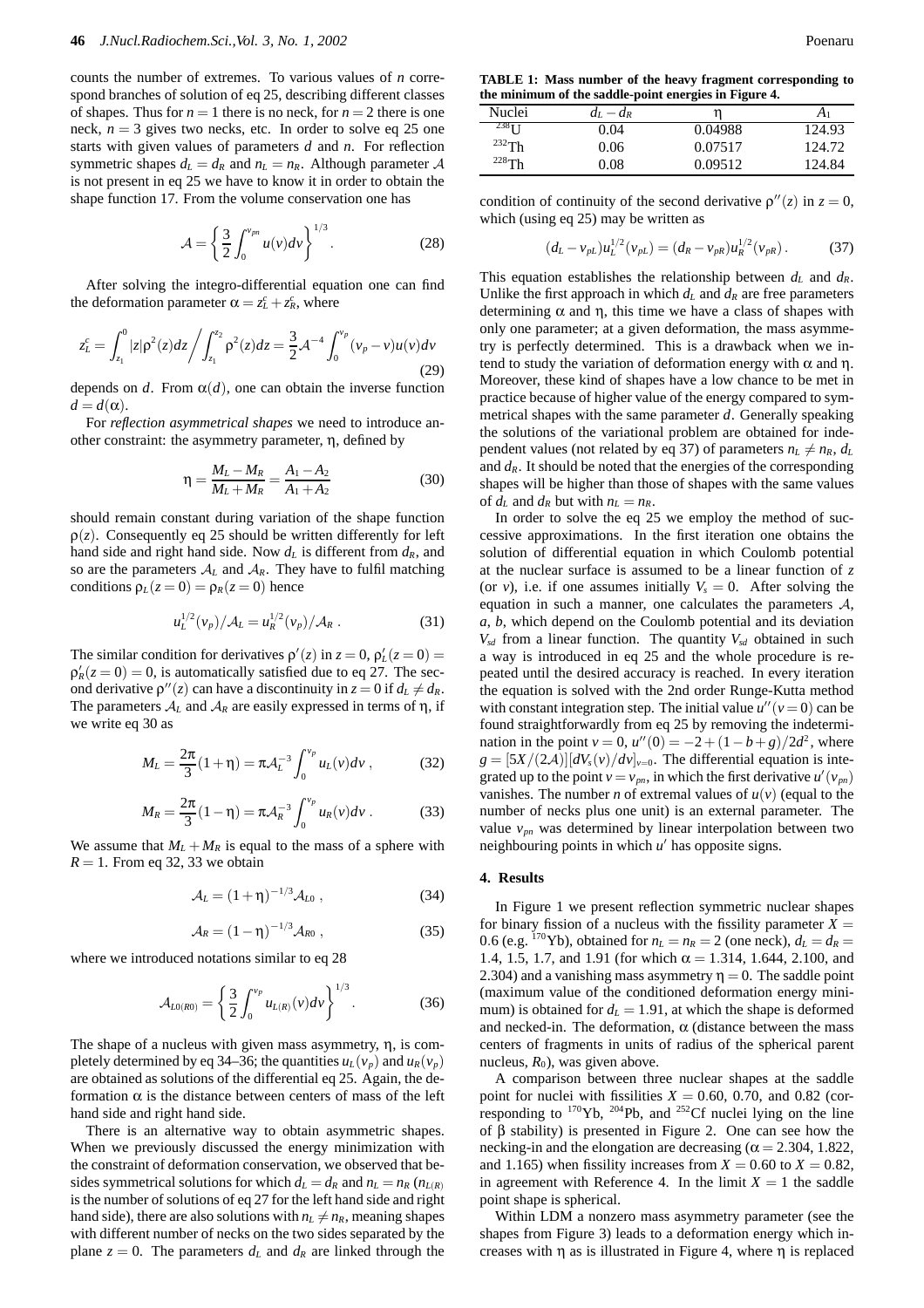counts the number of extremes. To various values of $n$ correspond branches of solution of eq 25, describing different classes of shapes. Thus for $n = 1$ there is no neck, for $n = 2$ there is one neck, $n = 3$ gives two necks, etc. In order to solve eq 25 one starts with given values of parameters $d$ and $n$. For reflection symmetric shapes $d_L = d_R$ and $n_L = n_R$. Although parameter $\mathcal{A}$ is not present in eq 25 we have to know it in order to obtain the shape function 17. From the volume conservation one has

$$\mathcal{A} = \left\{ \frac{3}{2} \int_0^{v_{pn}} u(v) dv \right\}^{1/3}. \tag{28}$$

After solving the integro-differential equation one can find the deformation parameter $\alpha = z_L^c + z_R^c$, where

$$z_L^c = \int_{z_1}^0 |z| \rho^2(z) dz \bigg/ \int_{z_1}^{z_2} \rho^2(z) dz = \frac{3}{2} \mathcal{A}^{-4} \int_0^{v_p} (v_p - v) u(v) dv \tag{29}$$

depends on $d$. From $\alpha(d)$, one can obtain the inverse function $d = d(\alpha)$.

For *reflection asymmetrical shapes* we need to introduce another constraint: the asymmetry parameter, $\eta$, defined by

$$\eta = \frac{M_L - M_R}{M_L + M_R} = \frac{A_1 - A_2}{A_1 + A_2} \tag{30}$$

should remain constant during variation of the shape function $\rho(z)$. Consequently eq 25 should be written differently for left hand side and right hand side. Now $d_L$ is different from $d_R$, and so are the parameters $\mathcal{A}_L$ and $\mathcal{A}_R$. They have to fulfil matching conditions $\rho_L(z = 0) = \rho_R(z = 0)$ hence

$$u_L^{1/2}(v_p)/\mathcal{A}_L = u_R^{1/2}(v_p)/\mathcal{A}_R \, . \tag{31}$$

The similar condition for derivatives $\rho'(z)$ in $z = 0$, $\rho'_L(z = 0) = \rho'_R(z = 0) = 0$, is automatically satisfied due to eq 27. The second derivative $\rho''(z)$ can have a discontinuity in $z = 0$ if $d_L \neq d_R$. The parameters $\mathcal{A}_L$ and $\mathcal{A}_R$ are easily expressed in terms of $\eta$, if we write eq 30 as

$$M_L = \frac{2\pi}{3}(1 + \eta) = \pi \mathcal{A}_L^{-3} \int_0^{v_p} u_L(v) dv \, , \tag{32}$$

$$M_R = \frac{2\pi}{3}(1 - \eta) = \pi \mathcal{A}_R^{-3} \int_0^{v_p} u_R(v) dv \, . \tag{33}$$

We assume that $M_L + M_R$ is equal to the mass of a sphere with $R = 1$. From eq 32, 33 we obtain

$$\mathcal{A}_L = (1 + \eta)^{-1/3} \mathcal{A}_{L0} \, , \tag{34}$$

$$\mathcal{A}_R = (1 - \eta)^{-1/3} \mathcal{A}_{R0} \, , \tag{35}$$

where we introduced notations similar to eq 28

$$\mathcal{A}_{L0(R0)} = \left\{ \frac{3}{2} \int_0^{v_p} u_{L(R)}(v) dv \right\}^{1/3}. \tag{36}$$

The shape of a nucleus with given mass asymmetry, $\eta$, is completely determined by eq 34–36; the quantities $u_L(v_p)$ and $u_R(v_p)$ are obtained as solutions of the differential eq 25. Again, the deformation $\alpha$ is the distance between centers of mass of the left hand side and right hand side.

There is an alternative way to obtain asymmetric shapes. When we previously discussed the energy minimization with the constraint of deformation conservation, we observed that besides symmetrical solutions for which $d_L = d_R$ and $n_L = n_R$ ($n_{L(R)}$ is the number of solutions of eq 27 for the left hand side and right hand side), there are also solutions with $n_L \neq n_R$, meaning shapes with different number of necks on the two sides separated by the plane $z = 0$. The parameters $d_L$ and $d_R$ are linked through the condition of continuity of the second derivative $\rho''(z)$ in $z = 0$, which (using eq 25) may be written as

$$(d_L - v_{pL}) u_L^{1/2}(v_{pL}) = (d_R - v_{pR}) u_R^{1/2}(v_{pR}) \, . \tag{37}$$

This equation establishes the relationship between $d_L$ and $d_R$. Unlike the first approach in which $d_L$ and $d_R$ are free parameters determining $\alpha$ and $\eta$, this time we have a class of shapes with only one parameter; at a given deformation, the mass asymmetry is perfectly determined. This is a drawback when we intend to study the variation of deformation energy with $\alpha$ and $\eta$. Moreover, these kind of shapes have a low chance to be met in practice because of higher value of the energy compared to symmetrical shapes with the same parameter $d$. Generally speaking the solutions of the variational problem are obtained for independent values (not related by eq 37) of parameters $n_L \neq n_R$, $d_L$ and $d_R$. It should be noted that the energies of the corresponding shapes will be higher than those of shapes with the same values of $d_L$ and $d_R$ but with $n_L = n_R$.

In order to solve the eq 25 we employ the method of successive approximations. In the first iteration one obtains the solution of differential equation in which Coulomb potential at the nuclear surface is assumed to be a linear function of $z$ (or $v$), i.e. if one assumes initially $V_s = 0$. After solving the equation in such a manner, one calculates the parameters $\mathcal{A}$, $a$, $b$, which depend on the Coulomb potential and its deviation $V_{sd}$ from a linear function. The quantity $V_{sd}$ obtained in such a way is introduced in eq 25 and the whole procedure is repeated until the desired accuracy is reached. In every iteration the equation is solved with the 2nd order Runge-Kutta method with constant integration step. The initial value $u''(v = 0)$ can be found straightforwardly from eq 25 by removing the indetermination in the point $v = 0$, $u''(0) = -2 + (1 - b + g)/2d^2$, where $g = [5X/(2\mathcal{A})][dV_s(v)/dv]_{v=0}$. The differential equation is integrated up to the point $v = v_{pn}$, in which the first derivative $u'(v_{pn})$ vanishes. The number $n$ of extremal values of $u(v)$ (equal to the number of necks plus one unit) is an external parameter. The value $v_{pn}$ was determined by linear interpolation between two neighbouring points in which $u'$ has opposite signs.

**TABLE 1: Mass number of the heavy fragment corresponding to the minimum of the saddle-point energies in Figure 4.**

| Nuclei | $d_L - d_R$ | $\eta$ | $A_1$ |
|---|---|---|---|
| $^{238}$U | 0.04 | 0.04988 | 124.93 |
| $^{232}$Th | 0.06 | 0.07517 | 124.72 |
| $^{228}$Th | 0.08 | 0.09512 | 124.84 |

## 4. Results

In Figure 1 we present reflection symmetric nuclear shapes for binary fission of a nucleus with the fissility parameter $X = 0.6$ (e.g. $^{170}$Yb), obtained for $n_L = n_R = 2$ (one neck), $d_L = d_R = 1.4$, 1.5, 1.7, and 1.91 (for which $\alpha = 1.314$, 1.644, 2.100, and 2.304) and a vanishing mass asymmetry $\eta = 0$. The saddle point (maximum value of the conditioned deformation energy minimum) is obtained for $d_L = 1.91$, at which the shape is deformed and necked-in. The deformation, $\alpha$ (distance between the mass centers of fragments in units of radius of the spherical parent nucleus, $R_0$), was given above.

A comparison between three nuclear shapes at the saddle point for nuclei with fissilities $X = 0.60$, 0.70, and 0.82 (corresponding to $^{170}$Yb, $^{204}$Pb, and $^{252}$Cf nuclei lying on the line of $\beta$ stability) is presented in Figure 2. One can see how the necking-in and the elongation are decreasing ($\alpha = 2.304$, 1.822, and 1.165) when fissility increases from $X = 0.60$ to $X = 0.82$, in agreement with Reference 4. In the limit $X = 1$ the saddle point shape is spherical.

Within LDM a nonzero mass asymmetry parameter (see the shapes from Figure 3) leads to a deformation energy which increases with $\eta$ as is illustrated in Figure 4, where $\eta$ is replaced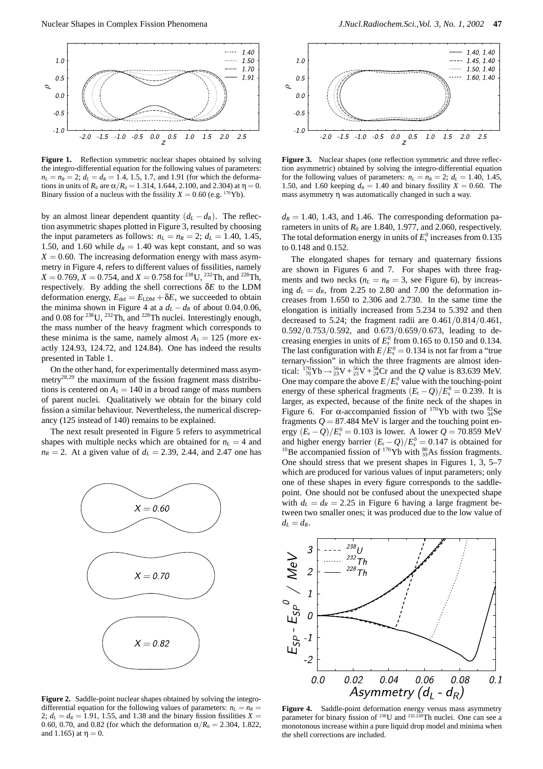**Figure 1.** Reflection symmetric nuclear shapes obtained by solving the integro-differential equation for the following values of parameters: $n_L = n_R = 2$; $d_L = d_R = 1.4$, 1.5, 1.7, and 1.91 (for which the deformations in units of $R_0$ are $\alpha/R_0 = 1.314$, 1.644, 2.100, and 2.304) at $\eta = 0$. Binary fission of a nucleus with the fissility $X = 0.60$ (e.g. $^{170}$Yb).

by an almost linear dependent quantity $(d_L - d_R)$. The reflection asymmetric shapes plotted in Figure 3, resulted by choosing the input parameters as follows: $n_L = n_R = 2$; $d_L = 1.40$, 1.45, 1.50, and 1.60 while $d_R = 1.40$ was kept constant, and so was $X = 0.60$. The increasing deformation energy with mass asymmetry in Figure 4, refers to different values of fissilities, namely $X = 0.769$, $X = 0.754$, and $X = 0.758$ for $^{238}$U, $^{232}$Th, and $^{228}$Th, respectively. By adding the shell corrections $\delta E$ to the LDM deformation energy, $E_{\text{def}} = E_{\text{LDM}} + \delta E$, we succeeded to obtain the minima shown in Figure 4 at a $d_L - d_R$ of about 0.04, 0.06, and 0.08 for $^{238}$U, $^{232}$Th, and $^{228}$Th nuclei. Interestingly enough, the mass number of the heavy fragment which corresponds to these minima is the same, namely almost $A_1 = 125$ (more exactly 124.93, 124.72, and 124.84). One has indeed the results presented in Table 1.

On the other hand, for experimentally determined mass asymmetry[28,29] the maximum of the fission fragment mass distributions is centered on $A_1 = 140$ in a broad range of mass numbers of parent nuclei. Qualitatively we obtain for the binary cold fission a similar behaviour. Nevertheless, the numerical discrepancy (125 instead of 140) remains to be explained.

The next result presented in Figure 5 refers to asymmetrical shapes with multiple necks which are obtained for $n_L = 4$ and $n_R = 2$. At a given value of $d_L = 2.39$, 2.44, and 2.47 one has

**Figure 2.** Saddle-point nuclear shapes obtained by solving the integro-differential equation for the following values of parameters: $n_L = n_R = 2$; $d_L = d_R = 1.91$, 1.55, and 1.38 and the binary fission fissilities $X = 0.60$, 0.70, and 0.82 (for which the deformation $\alpha/R_0 = 2.304$, 1.822, and 1.165) at $\eta = 0$.

**Figure 3.** Nuclear shapes (one reflection symmetric and three reflection asymmetric) obtained by solving the integro-differential equation for the following values of parameters: $n_L = n_R = 2$; $d_L = 1.40$, 1.45, 1.50, and 1.60 keeping $d_R = 1.40$ and binary fissility $X = 0.60$. The mass asymmetry $\eta$ was automatically changed in such a way.

$d_R = 1.40$, 1.43, and 1.46. The corresponding deformation parameters in units of $R_0$ are 1.840, 1.977, and 2.060, respectively. The total deformation energy in units of $E_s^0$ increases from 0.135 to 0.148 and 0.152.

The elongated shapes for ternary and quaternary fissions are shown in Figures 6 and 7. For shapes with three fragments and two necks ($n_L = n_R = 3$, see Figure 6), by increasing $d_L = d_R$, from 2.25 to 2.80 and 7.00 the deformation increases from 1.650 to 2.306 and 2.730. In the same time the elongation is initially increased from 5.234 to 5.392 and then decreased to 5.24; the fragment radii are 0.461/0.814/0.461, 0.592/0.753/0.592, and 0.673/0.659/0.673, leading to decreasing energies in units of $E_s^0$ from 0.165 to 0.150 and 0.134. The last configuration with $E/E_s^0 = 0.134$ is not far from a "true ternary-fission" in which the three fragments are almost identical: $^{170}_{70}\text{Yb} \rightarrow ^{56}_{23}\text{V} + ^{56}_{23}\text{V} + ^{58}_{24}\text{Cr}$ and the $Q$ value is 83.639 MeV. One may compare the above $E/E_s^0$ value with the touching-point energy of these spherical fragments $(E_t - Q)/E_s^0 = 0.239$. It is larger, as expected, because of the finite neck of the shapes in Figure 6. For $\alpha$-accompanied fission of $^{170}$Yb with two $^{83}_{34}$Se fragments $Q = 87.484$ MeV is larger and the touching point energy $(E_t - Q)/E_s^0 = 0.103$ is lower. A lower $Q = 70.859$ MeV and higher energy barrier $(E_t - Q)/E_s^0 = 0.147$ is obtained for $^{10}$Be accompanied fission of $^{170}$Yb with $^{80}_{33}$As fission fragments. One should stress that we present shapes in Figures 1, 3, 5–7 which are produced for various values of input parameters; only one of these shapes in every figure corresponds to the saddle-point. One should not be confused about the unexpected shape with $d_L = d_R = 2.25$ in Figure 6 having a large fragment between two smaller ones; it was produced due to the low value of $d_L = d_R$.

**Figure 4.** Saddle-point deformation energy versus mass asymmetry parameter for binary fission of $^{238}$U and $^{232,228}$Th nuclei. One can see a monotonous increase within a pure liquid drop model and minima when the shell corrections are included.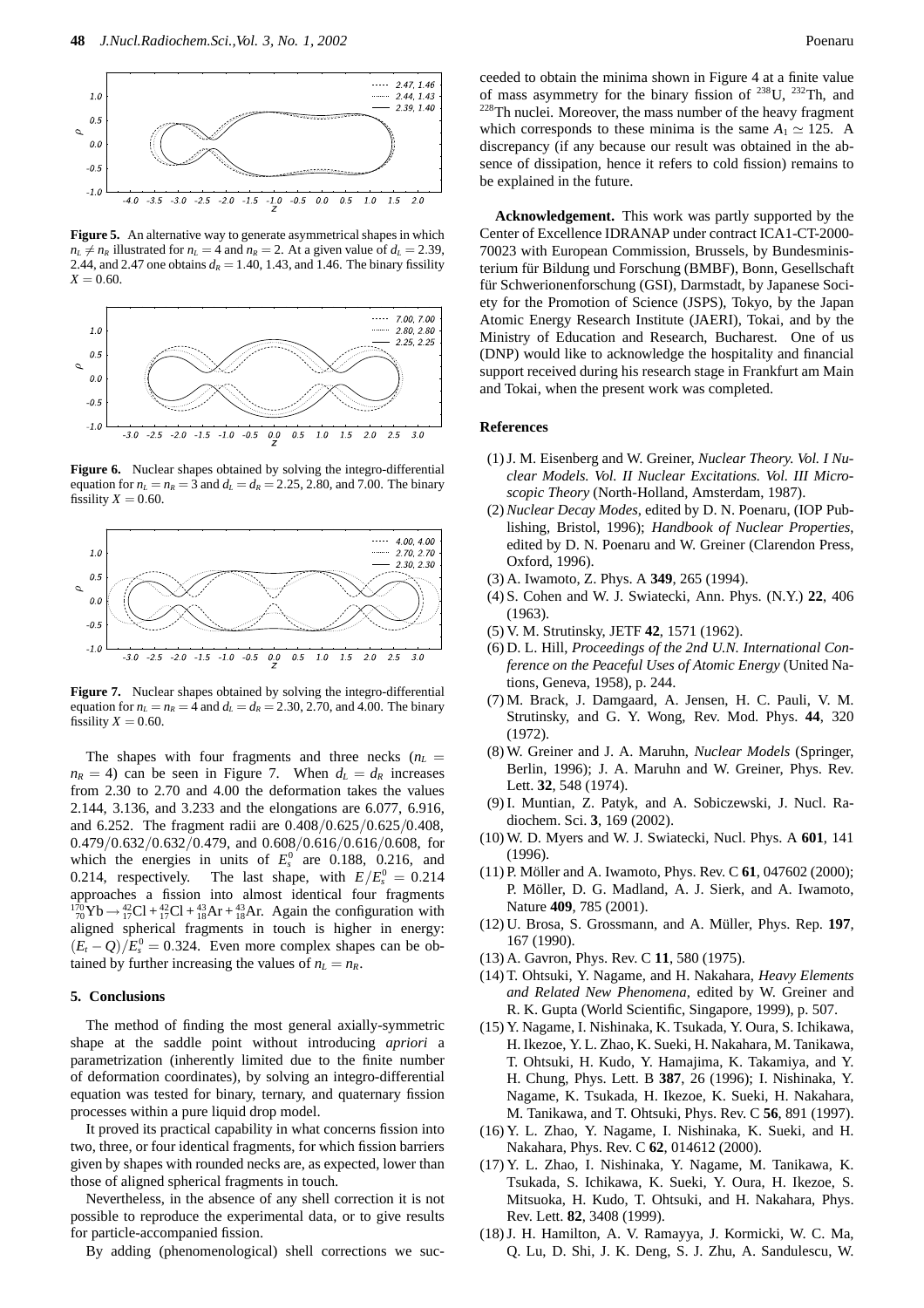**Figure 5.** An alternative way to generate asymmetrical shapes in which $n_L \neq n_R$ illustrated for $n_L = 4$ and $n_R = 2$. At a given value of $d_L = 2.39$, 2.44, and 2.47 one obtains $d_R = 1.40$, 1.43, and 1.46. The binary fissility $X = 0.60$.

**Figure 6.** Nuclear shapes obtained by solving the integro-differential equation for $n_L = n_R = 3$ and $d_L = d_R = 2.25$, 2.80, and 7.00. The binary fissility $X = 0.60$.

**Figure 7.** Nuclear shapes obtained by solving the integro-differential equation for $n_L = n_R = 4$ and $d_L = d_R = 2.30$, 2.70, and 4.00. The binary fissility $X = 0.60$.

The shapes with four fragments and three necks ($n_L = n_R = 4$) can be seen in Figure 7. When $d_L = d_R$ increases from 2.30 to 2.70 and 4.00 the deformation takes the values 2.144, 3.136, and 3.233 and the elongations are 6.077, 6.916, and 6.252. The fragment radii are 0.408/0.625/0.625/0.408, 0.479/0.632/0.632/0.479, and 0.608/0.616/0.616/0.608, for which the energies in units of $E_s^0$ are 0.188, 0.216, and 0.214, respectively. The last shape, with $E/E_s^0 = 0.214$ approaches a fission into almost identical four fragments $^{170}_{70}\mathrm{Yb} \rightarrow {}^{42}_{17}\mathrm{Cl} + {}^{42}_{17}\mathrm{Cl} + {}^{43}_{18}\mathrm{Ar} + {}^{43}_{18}\mathrm{Ar}$. Again the configuration with aligned spherical fragments in touch is higher in energy: $(E_t - Q)/E_s^0 = 0.324$. Even more complex shapes can be obtained by further increasing the values of $n_L = n_R$.

## 5. Conclusions

The method of finding the most general axially-symmetric shape at the saddle point without introducing *apriori* a parametrization (inherently limited due to the finite number of deformation coordinates), by solving an integro-differential equation was tested for binary, ternary, and quaternary fission processes within a pure liquid drop model.

It proved its practical capability in what concerns fission into two, three, or four identical fragments, for which fission barriers given by shapes with rounded necks are, as expected, lower than those of aligned spherical fragments in touch.

Nevertheless, in the absence of any shell correction it is not possible to reproduce the experimental data, or to give results for particle-accompanied fission.

By adding (phenomenological) shell corrections we succeeded to obtain the minima shown in Figure 4 at a finite value of mass asymmetry for the binary fission of $^{238}$U, $^{232}$Th, and $^{228}$Th nuclei. Moreover, the mass number of the heavy fragment which corresponds to these minima is the same $A_1 \simeq 125$. A discrepancy (if any because our result was obtained in the absence of dissipation, hence it refers to cold fission) remains to be explained in the future.

**Acknowledgement.** This work was partly supported by the Center of Excellence IDRANAP under contract ICA1-CT-2000-70023 with European Commission, Brussels, by Bundesministerium für Bildung und Forschung (BMBF), Bonn, Gesellschaft für Schwerionenforschung (GSI), Darmstadt, by Japanese Society for the Promotion of Science (JSPS), Tokyo, by the Japan Atomic Energy Research Institute (JAERI), Tokai, and by the Ministry of Education and Research, Bucharest. One of us (DNP) would like to acknowledge the hospitality and financial support received during his research stage in Frankfurt am Main and Tokai, when the present work was completed.

## References

(1) J. M. Eisenberg and W. Greiner, *Nuclear Theory. Vol. I Nuclear Models. Vol. II Nuclear Excitations. Vol. III Microscopic Theory* (North-Holland, Amsterdam, 1987).

(2) *Nuclear Decay Modes*, edited by D. N. Poenaru, (IOP Publishing, Bristol, 1996); *Handbook of Nuclear Properties*, edited by D. N. Poenaru and W. Greiner (Clarendon Press, Oxford, 1996).

(3) A. Iwamoto, Z. Phys. A **349**, 265 (1994).

(4) S. Cohen and W. J. Swiatecki, Ann. Phys. (N.Y.) **22**, 406 (1963).

(5) V. M. Strutinsky, JETF **42**, 1571 (1962).

(6) D. L. Hill, *Proceedings of the 2nd U.N. International Conference on the Peaceful Uses of Atomic Energy* (United Nations, Geneva, 1958), p. 244.

(7) M. Brack, J. Damgaard, A. Jensen, H. C. Pauli, V. M. Strutinsky, and G. Y. Wong, Rev. Mod. Phys. **44**, 320 (1972).

(8) W. Greiner and J. A. Maruhn, *Nuclear Models* (Springer, Berlin, 1996); J. A. Maruhn and W. Greiner, Phys. Rev. Lett. **32**, 548 (1974).

(9) I. Muntian, Z. Patyk, and A. Sobiczewski, J. Nucl. Radiochem. Sci. **3**, 169 (2002).

(10) W. D. Myers and W. J. Swiatecki, Nucl. Phys. A **601**, 141 (1996).

(11) P. Möller and A. Iwamoto, Phys. Rev. C **61**, 047602 (2000); P. Möller, D. G. Madland, A. J. Sierk, and A. Iwamoto, Nature **409**, 785 (2001).

(12) U. Brosa, S. Grossmann, and A. Müller, Phys. Rep. **197**, 167 (1990).

(13) A. Gavron, Phys. Rev. C **11**, 580 (1975).

(14) T. Ohtsuki, Y. Nagame, and H. Nakahara, *Heavy Elements and Related New Phenomena*, edited by W. Greiner and R. K. Gupta (World Scientific, Singapore, 1999), p. 507.

(15) Y. Nagame, I. Nishinaka, K. Tsukada, Y. Oura, S. Ichikawa, H. Ikezoe, Y. L. Zhao, K. Sueki, H. Nakahara, M. Tanikawa, T. Ohtsuki, H. Kudo, Y. Hamajima, K. Takamiya, and Y. H. Chung, Phys. Lett. B **387**, 26 (1996); I. Nishinaka, Y. Nagame, K. Tsukada, H. Ikezoe, K. Sueki, H. Nakahara, M. Tanikawa, and T. Ohtsuki, Phys. Rev. C **56**, 891 (1997).

(16) Y. L. Zhao, Y. Nagame, I. Nishinaka, K. Sueki, and H. Nakahara, Phys. Rev. C **62**, 014612 (2000).

(17) Y. L. Zhao, I. Nishinaka, Y. Nagame, M. Tanikawa, K. Tsukada, S. Ichikawa, K. Sueki, Y. Oura, H. Ikezoe, S. Mitsuoka, H. Kudo, T. Ohtsuki, and H. Nakahara, Phys. Rev. Lett. **82**, 3408 (1999).

(18) J. H. Hamilton, A. V. Ramayya, J. Kormicki, W. C. Ma, Q. Lu, D. Shi, J. K. Deng, S. J. Zhu, A. Sandulescu, W.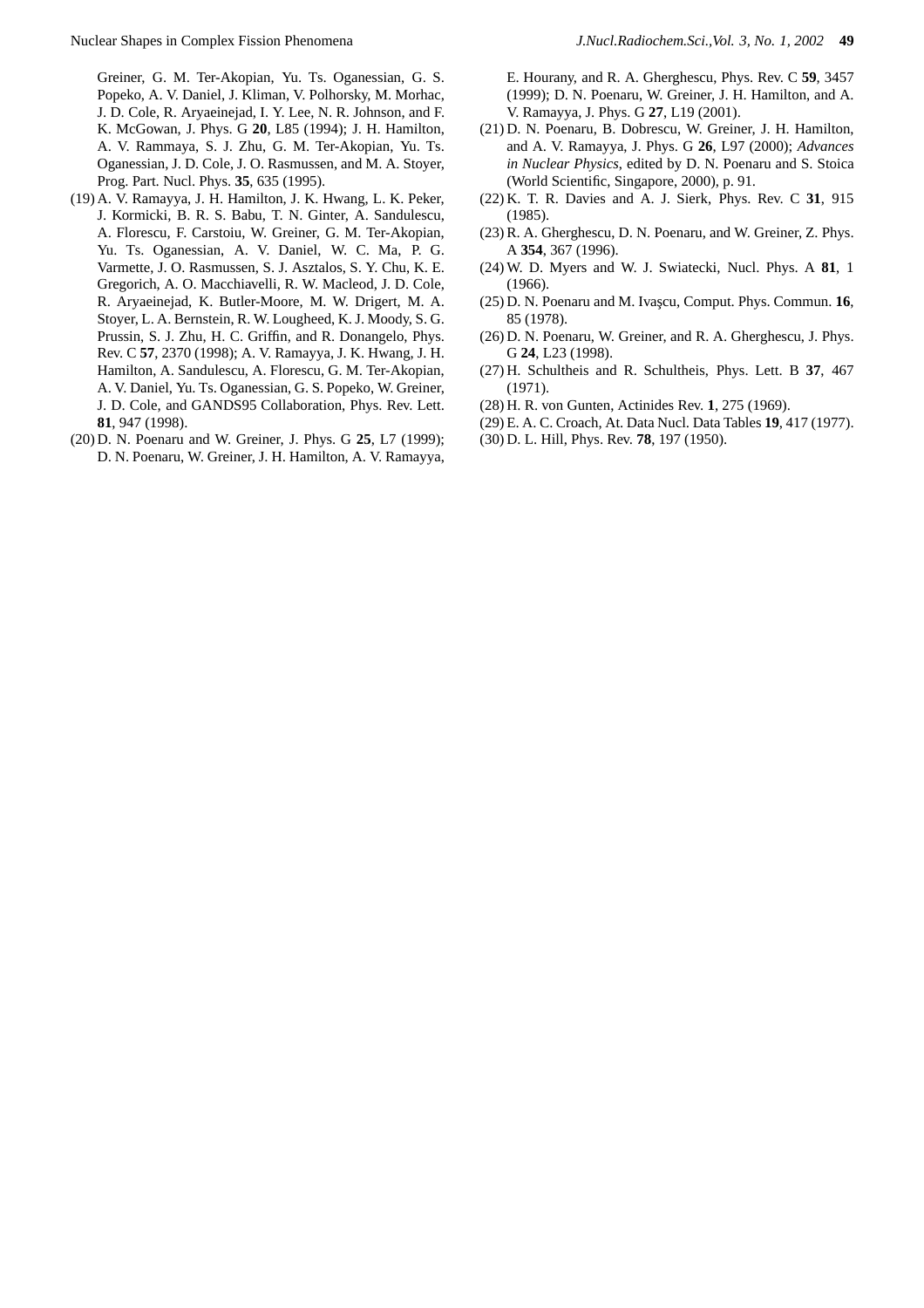Greiner, G. M. Ter-Akopian, Yu. Ts. Oganessian, G. S. Popeko, A. V. Daniel, J. Kliman, V. Polhorsky, M. Morhac, J. D. Cole, R. Aryaeinejad, I. Y. Lee, N. R. Johnson, and F. K. McGowan, J. Phys. G **20**, L85 (1994); J. H. Hamilton, A. V. Rammaya, S. J. Zhu, G. M. Ter-Akopian, Yu. Ts. Oganessian, J. D. Cole, J. O. Rasmussen, and M. A. Stoyer, Prog. Part. Nucl. Phys. **35**, 635 (1995).

(19) A. V. Ramayya, J. H. Hamilton, J. K. Hwang, L. K. Peker, J. Kormicki, B. R. S. Babu, T. N. Ginter, A. Sandulescu, A. Florescu, F. Carstoiu, W. Greiner, G. M. Ter-Akopian, Yu. Ts. Oganessian, A. V. Daniel, W. C. Ma, P. G. Varmette, J. O. Rasmussen, S. J. Asztalos, S. Y. Chu, K. E. Gregorich, A. O. Macchiavelli, R. W. Macleod, J. D. Cole, R. Aryaeinejad, K. Butler-Moore, M. W. Drigert, M. A. Stoyer, L. A. Bernstein, R. W. Lougheed, K. J. Moody, S. G. Prussin, S. J. Zhu, H. C. Griffin, and R. Donangelo, Phys. Rev. C **57**, 2370 (1998); A. V. Ramayya, J. K. Hwang, J. H. Hamilton, A. Sandulescu, A. Florescu, G. M. Ter-Akopian, A. V. Daniel, Yu. Ts. Oganessian, G. S. Popeko, W. Greiner, J. D. Cole, and GANDS95 Collaboration, Phys. Rev. Lett. **81**, 947 (1998).

(20) D. N. Poenaru and W. Greiner, J. Phys. G **25**, L7 (1999); D. N. Poenaru, W. Greiner, J. H. Hamilton, A. V. Ramayya, E. Hourany, and R. A. Gherghescu, Phys. Rev. C **59**, 3457 (1999); D. N. Poenaru, W. Greiner, J. H. Hamilton, and A. V. Ramayya, J. Phys. G **27**, L19 (2001).

(21) D. N. Poenaru, B. Dobrescu, W. Greiner, J. H. Hamilton, and A. V. Ramayya, J. Phys. G **26**, L97 (2000); *Advances in Nuclear Physics*, edited by D. N. Poenaru and S. Stoica (World Scientific, Singapore, 2000), p. 91.

(22) K. T. R. Davies and A. J. Sierk, Phys. Rev. C **31**, 915 (1985).

(23) R. A. Gherghescu, D. N. Poenaru, and W. Greiner, Z. Phys. A **354**, 367 (1996).

(24) W. D. Myers and W. J. Swiatecki, Nucl. Phys. A **81**, 1 (1966).

(25) D. N. Poenaru and M. Ivaşcu, Comput. Phys. Commun. **16**, 85 (1978).

(26) D. N. Poenaru, W. Greiner, and R. A. Gherghescu, J. Phys. G **24**, L23 (1998).

(27) H. Schultheis and R. Schultheis, Phys. Lett. B **37**, 467 (1971).

(28) H. R. von Gunten, Actinides Rev. **1**, 275 (1969).

(29) E. A. C. Croach, At. Data Nucl. Data Tables **19**, 417 (1977).

(30) D. L. Hill, Phys. Rev. **78**, 197 (1950).